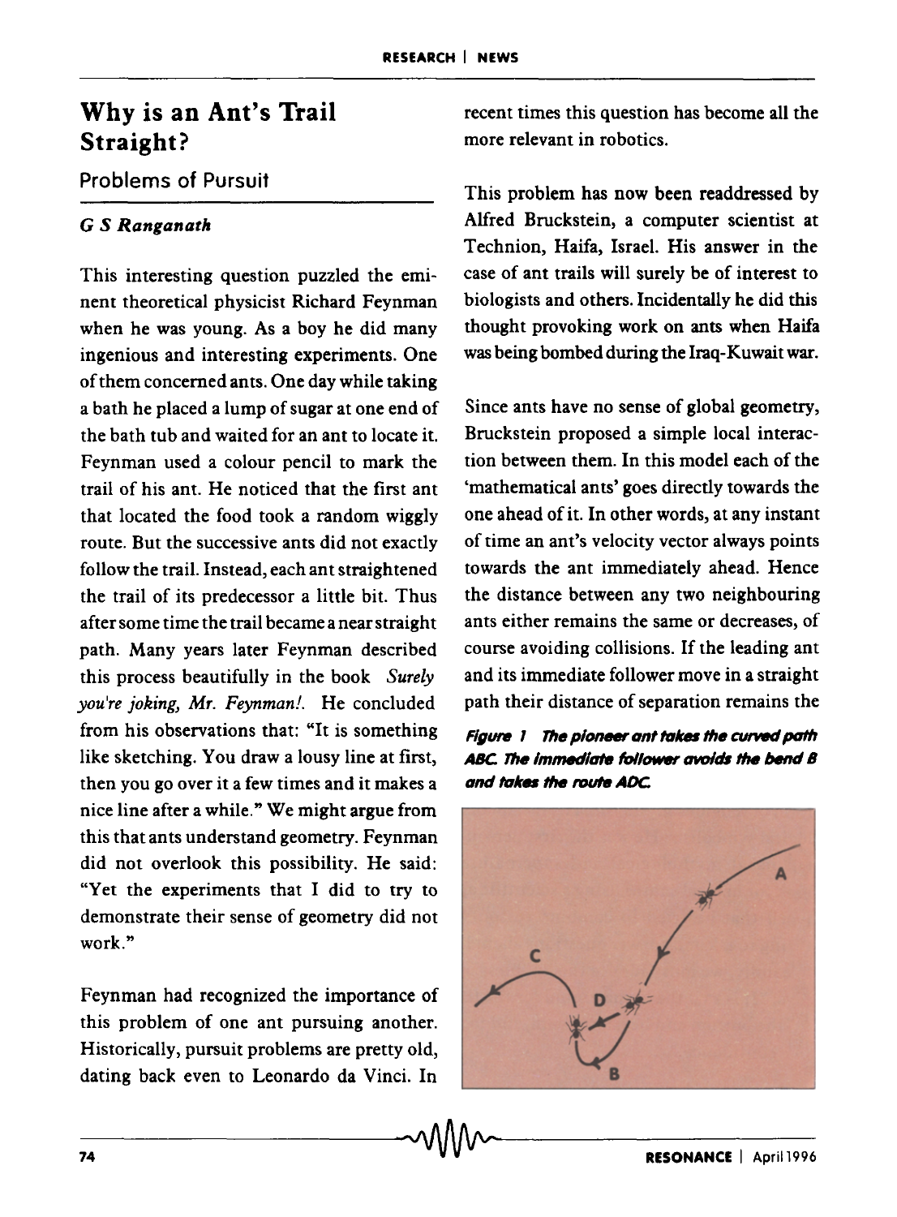# Why is an Ant's Trail Straight?

## Problems of Pursuit

### *G S Ranganath*

This interesting question puzzled the eminent theoretical physicist Richard Feynman when he was young. As a boy he did many ingenious and interesting experiments. One of them concerned ants. One day while taking a bath he placed a lump of sugar at one end of the bath tub and waited for an ant to locate it. Feynman used a colour pencil to mark the trail of his ant. He noticed that the first ant that located the food took a random wiggly route. But the successive ants did not exactly follow the trail. Instead, each ant straightened the trail of its predecessor a little bit. Thus after some time the trail became a near straight path. Many years later Feynman described this process beautifully in the book *Surely you're joking, Mr. Feynman!.* He concluded from his observations that: "It is something like sketching. You draw a lousy line at first, then you go over it a few times and it makes a nice line after a while." We might argue from this that ants understand geometry. Feynman did not overlook this possibility. He said: "Yet the experiments that I did to try to demonstrate their sense of geometry did not work."

Feynman had recognized the importance of this problem of one ant pursuing another. Historically, pursuit problems are pretty old, dating back even to Leonardo da Vinci. In recent times this question has become all the more relevant in robotics.

This problem has now been readdressed by Alfred Bruckstein, a computer scientist at Technion, Haifa, Israel. His answer in the case of ant trails will surely be of interest to biologists and others. Incidentally he did this thought provoking work on ants when Haifa was being bombed during the Iraq-Kuwait war.

Since ants have no sense of global geometry, Bruckstein proposed a simple local interaction between them. In this model each of the 'mathematical ants' goes directly towards the one ahead of it. In other words, at any instant of time an ant's velocity vector always points towards the ant immediately ahead. Hence the distance between any two neighbouring ants either remains the same or decreases, of course avoiding collisions. If the leading ant and its immediate follower move in a straight path their distance of separation remains the

**Figure 1** *The pioneer ant takes the curved path ABC. The immediate follower avoids the bend B and takes the route ADC.*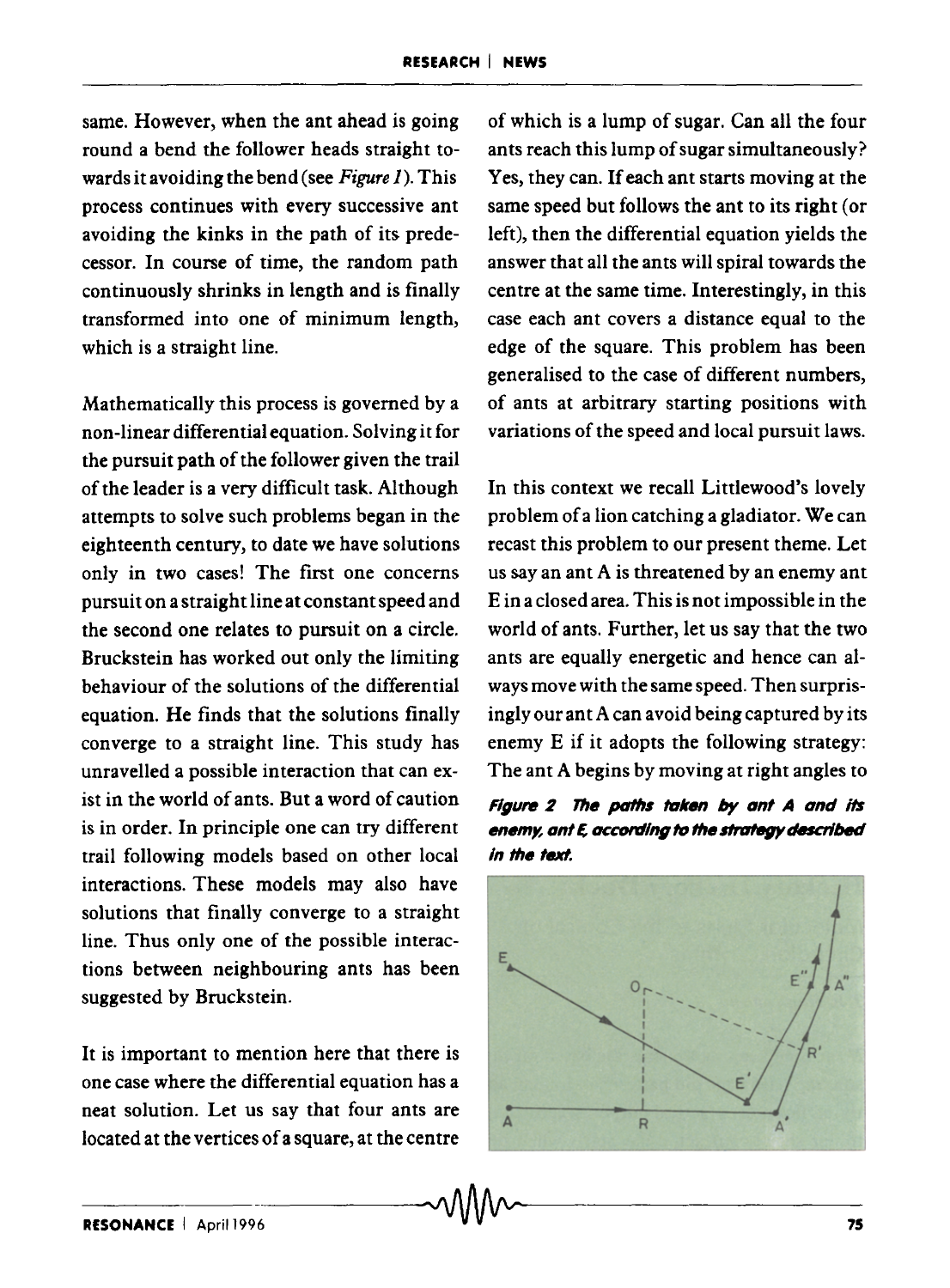same. However, when the ant ahead is going round a bend the follower heads straight towards it avoiding the bend (see *Figure 1*). This process continues with every successive ant avoiding the kinks in the path of its predecessor. In course of time, the random path continuously shrinks in length and is finally transformed into one of minimum length, which is a straight line.

Mathematically this process is governed by a non-linear differential equation. Solving it for the pursuit path of the follower given the trail of the leader is a very difficult task. Although attempts to solve such problems began in the eighteenth century, to date we have solutions only in two cases! The first one concerns pursuit on a straight line at constant speed and the second one relates to pursuit on a circle. Bruckstein has worked out only the limiting behaviour of the solutions of the differential equation. He finds that the solutions finally converge to a straight line. This study has unravelled a possible interaction that can exist in the world of ants. But a word of caution is in order. In principle one can try different trail following models based on other local interactions. These models may also have solutions that finally converge to a straight line. Thus only one of the possible interactions between neighbouring ants has been suggested by Bruckstein.

It is important to mention here that there is one case where the differential equation has a neat solution. Let us say that four ants are located at the vertices of a square, at the centre of which is a lump of sugar. Can all the four ants reach this lump of sugar simultaneously? Yes, they can. If each ant starts moving at the same speed but follows the ant to its right (or left), then the differential equation yields the answer that all the ants will spiral towards the centre at the same time. Interestingly, in this case each ant covers a distance equal to the edge of the square. This problem has been generalised to the case of different numbers, of ants at arbitrary starting positions with variations of the speed and local pursuit laws.

In this context we recall Littlewood's lovely problem of a lion catching a gladiator. We can recast this problem to our present theme. Let us say an ant A is threatened by an enemy ant E in a closed area. This is not impossible in the world of ants. Further, let us say that the two ants are equally energetic and hence can always move with the same speed. Then surprisingly our ant A can avoid being captured by its enemy E if it adopts the following strategy: The ant A begins by moving at right angles to

***Figure 2** The paths taken by ant A and its enemy, ant E, according to the strategy described in the text.*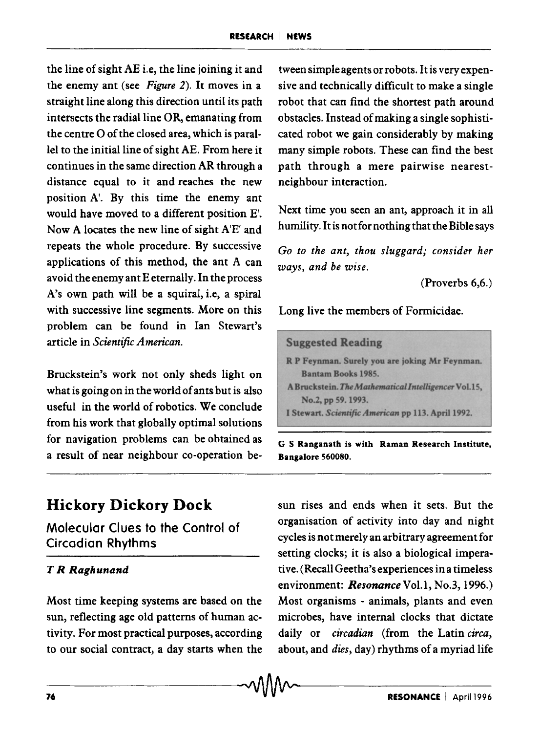the line of sight AE i.e, the line joining it and the enemy ant (see *Figure 2*). It moves in a straight line along this direction until its path intersects the radial line OR, emanating from the centre O of the closed area, which is parallel to the initial line of sight AE. From here it continues in the same direction AR through a distance equal to it and reaches the new position A'. By this time the enemy ant would have moved to a different position E'. Now A locates the new line of sight A'E' and repeats the whole procedure. By successive applications of this method, the ant A can avoid the enemy ant E eternally. In the process A's own path will be a squiral, i.e, a spiral with successive line segments. More on this problem can be found in Ian Stewart's article in *Scientific American*.

Bruckstein's work not only sheds light on what is going on in the world of ants but is also useful in the world of robotics. We conclude from his work that globally optimal solutions for navigation problems can be obtained as a result of near neighbour co-operation between simple agents or robots. It is very expensive and technically difficult to make a single robot that can find the shortest path around obstacles. Instead of making a single sophisticated robot we gain considerably by making many simple robots. These can find the best path through a mere pairwise nearest-neighbour interaction.

Next time you seen an ant, approach it in all humility. It is not for nothing that the Bible says

*Go to the ant, thou sluggard; consider her ways, and be wise.*

(Proverbs 6,6.)

Long live the members of Formicidae.

**Suggested Reading**

- R P Feynman. Surely you are joking Mr Feynman. Bantam Books 1985.
- A Bruckstein. *The Mathematical Intelligencer* Vol.15, No.2, pp 59. 1993.
- I Stewart. *Scientific American* pp 113. April 1992.

**G S Ranganath is with Raman Research Institute, Bangalore 560080.**

# Hickory Dickory Dock

## Molecular Clues to the Control of Circadian Rhythms

***T R Raghunand***

Most time keeping systems are based on the sun, reflecting age old patterns of human activity. For most practical purposes, according to our social contract, a day starts when the sun rises and ends when it sets. But the organisation of activity into day and night cycles is not merely an arbitrary agreement for setting clocks; it is also a biological imperative. (Recall Geetha's experiences in a timeless environment: ***Resonance*** Vol.1, No.3, 1996.) Most organisms - animals, plants and even microbes, have internal clocks that dictate daily or *circadian* (from the Latin *circa*, about, and *dies*, day) rhythms of a myriad life